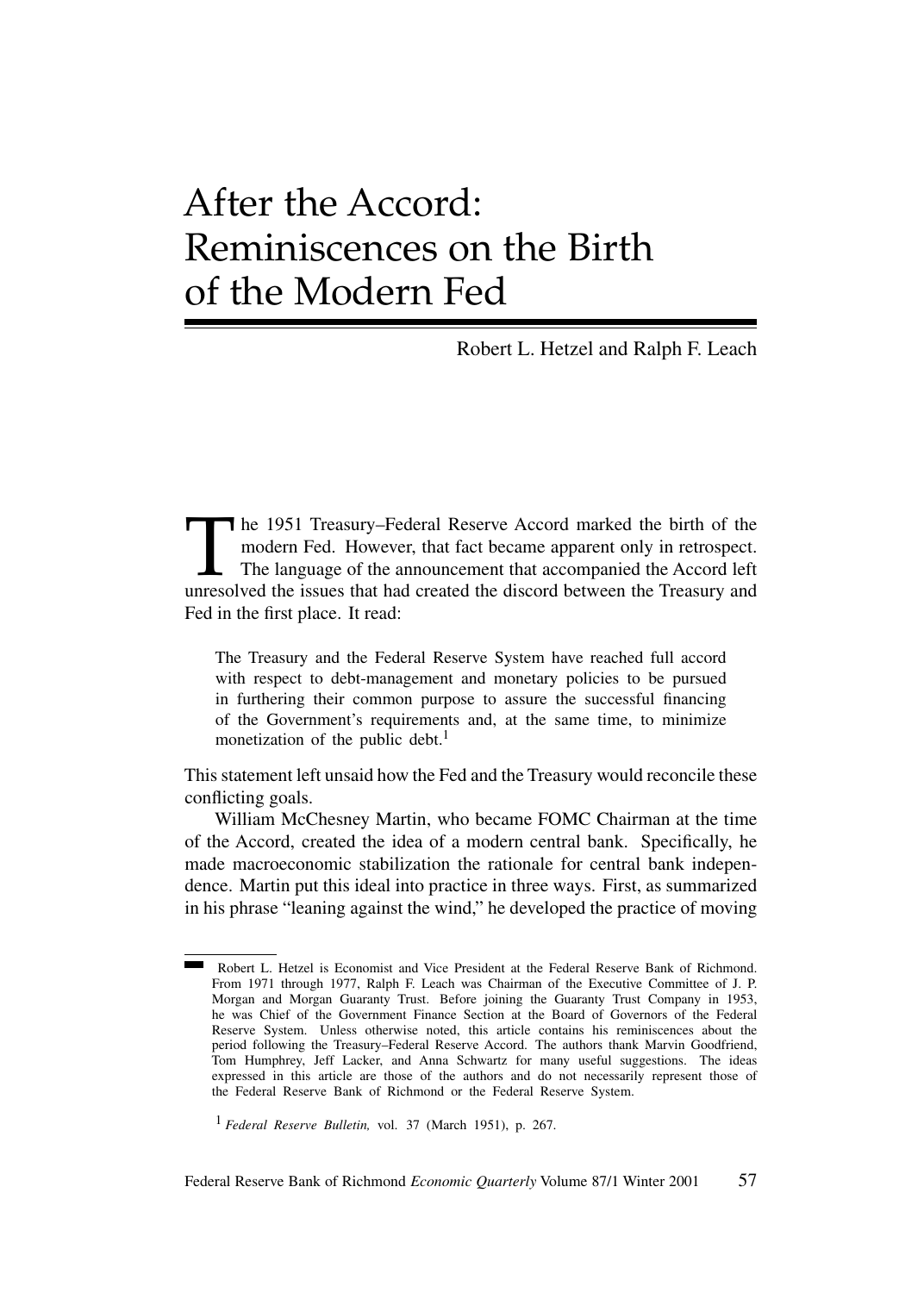# After the Accord: Reminiscences on the Birth of the Modern Fed

Robert L. Hetzel and Ralph F. Leach

The 1951 Treasury–Federal Reserve Accord marked the birth of the modern Fed. However, that fact became apparent only in retrospect. The language of the announcement that accompanied the Accord left unresolved the issues that had created the discord between the Treasury and Fed in the first place. It read:

> The Treasury and the Federal Reserve System have reached full accord with respect to debt-management and monetary policies to be pursued in furthering their common purpose to assure the successful financing of the Government's requirements and, at the same time, to minimize monetization of the public debt.[1]

This statement left unsaid how the Fed and the Treasury would reconcile these conflicting goals.

William McChesney Martin, who became FOMC Chairman at the time of the Accord, created the idea of a modern central bank. Specifically, he made macroeconomic stabilization the rationale for central bank independence. Martin put this ideal into practice in three ways. First, as summarized in his phrase "leaning against the wind," he developed the practice of moving

---

Robert L. Hetzel is Economist and Vice President at the Federal Reserve Bank of Richmond. From 1971 through 1977, Ralph F. Leach was Chairman of the Executive Committee of J. P. Morgan and Morgan Guaranty Trust. Before joining the Guaranty Trust Company in 1953, he was Chief of the Government Finance Section at the Board of Governors of the Federal Reserve System. Unless otherwise noted, this article contains his reminiscences about the period following the Treasury–Federal Reserve Accord. The authors thank Marvin Goodfriend, Tom Humphrey, Jeff Lacker, and Anna Schwartz for many useful suggestions. The ideas expressed in this article are those of the authors and do not necessarily represent those of the Federal Reserve Bank of Richmond or the Federal Reserve System.

[1] *Federal Reserve Bulletin,* vol. 37 (March 1951), p. 267.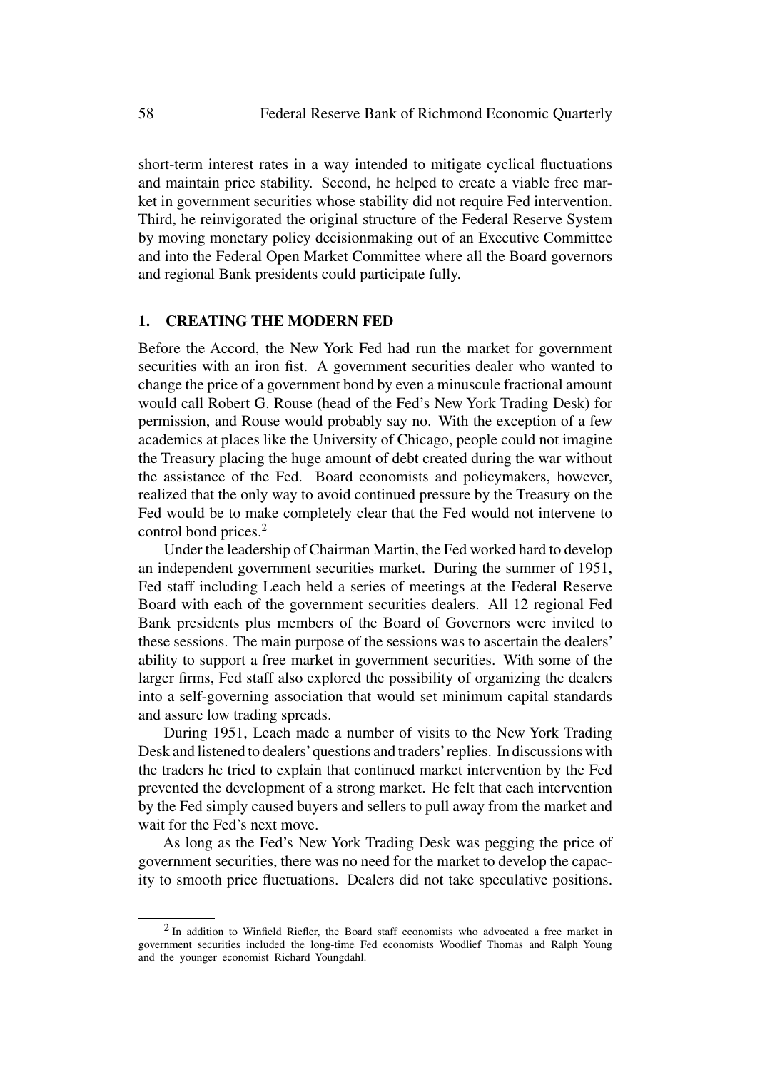short-term interest rates in a way intended to mitigate cyclical fluctuations and maintain price stability. Second, he helped to create a viable free market in government securities whose stability did not require Fed intervention. Third, he reinvigorated the original structure of the Federal Reserve System by moving monetary policy decisionmaking out of an Executive Committee and into the Federal Open Market Committee where all the Board governors and regional Bank presidents could participate fully.

## 1. CREATING THE MODERN FED

Before the Accord, the New York Fed had run the market for government securities with an iron fist. A government securities dealer who wanted to change the price of a government bond by even a minuscule fractional amount would call Robert G. Rouse (head of the Fed's New York Trading Desk) for permission, and Rouse would probably say no. With the exception of a few academics at places like the University of Chicago, people could not imagine the Treasury placing the huge amount of debt created during the war without the assistance of the Fed. Board economists and policymakers, however, realized that the only way to avoid continued pressure by the Treasury on the Fed would be to make completely clear that the Fed would not intervene to control bond prices.[2]

Under the leadership of Chairman Martin, the Fed worked hard to develop an independent government securities market. During the summer of 1951, Fed staff including Leach held a series of meetings at the Federal Reserve Board with each of the government securities dealers. All 12 regional Fed Bank presidents plus members of the Board of Governors were invited to these sessions. The main purpose of the sessions was to ascertain the dealers' ability to support a free market in government securities. With some of the larger firms, Fed staff also explored the possibility of organizing the dealers into a self-governing association that would set minimum capital standards and assure low trading spreads.

During 1951, Leach made a number of visits to the New York Trading Desk and listened to dealers' questions and traders' replies. In discussions with the traders he tried to explain that continued market intervention by the Fed prevented the development of a strong market. He felt that each intervention by the Fed simply caused buyers and sellers to pull away from the market and wait for the Fed's next move.

As long as the Fed's New York Trading Desk was pegging the price of government securities, there was no need for the market to develop the capacity to smooth price fluctuations. Dealers did not take speculative positions.

[2] In addition to Winfield Riefler, the Board staff economists who advocated a free market in government securities included the long-time Fed economists Woodlief Thomas and Ralph Young and the younger economist Richard Youngdahl.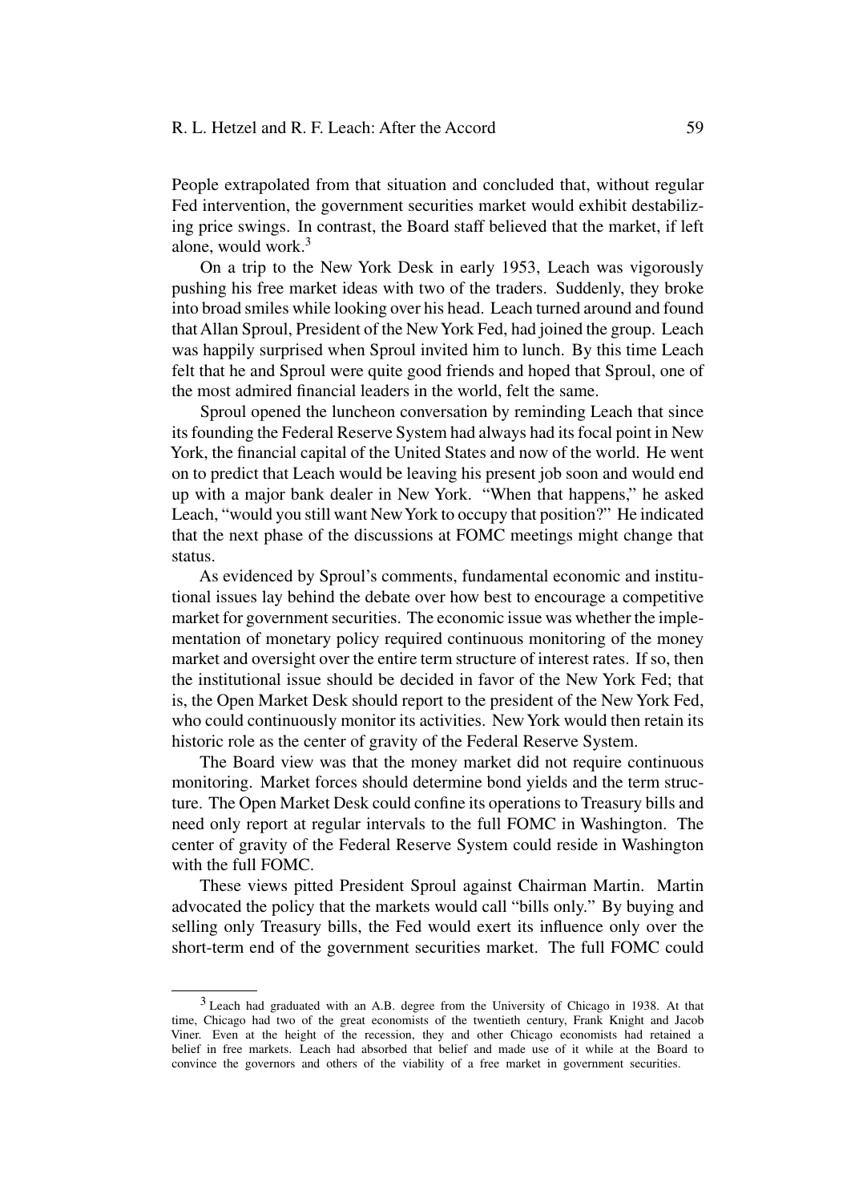People extrapolated from that situation and concluded that, without regular Fed intervention, the government securities market would exhibit destabilizing price swings. In contrast, the Board staff believed that the market, if left alone, would work.[3]

On a trip to the New York Desk in early 1953, Leach was vigorously pushing his free market ideas with two of the traders. Suddenly, they broke into broad smiles while looking over his head. Leach turned around and found that Allan Sproul, President of the New York Fed, had joined the group. Leach was happily surprised when Sproul invited him to lunch. By this time Leach felt that he and Sproul were quite good friends and hoped that Sproul, one of the most admired financial leaders in the world, felt the same.

Sproul opened the luncheon conversation by reminding Leach that since its founding the Federal Reserve System had always had its focal point in New York, the financial capital of the United States and now of the world. He went on to predict that Leach would be leaving his present job soon and would end up with a major bank dealer in New York. "When that happens," he asked Leach, "would you still want New York to occupy that position?" He indicated that the next phase of the discussions at FOMC meetings might change that status.

As evidenced by Sproul's comments, fundamental economic and institutional issues lay behind the debate over how best to encourage a competitive market for government securities. The economic issue was whether the implementation of monetary policy required continuous monitoring of the money market and oversight over the entire term structure of interest rates. If so, then the institutional issue should be decided in favor of the New York Fed; that is, the Open Market Desk should report to the president of the New York Fed, who could continuously monitor its activities. New York would then retain its historic role as the center of gravity of the Federal Reserve System.

The Board view was that the money market did not require continuous monitoring. Market forces should determine bond yields and the term structure. The Open Market Desk could confine its operations to Treasury bills and need only report at regular intervals to the full FOMC in Washington. The center of gravity of the Federal Reserve System could reside in Washington with the full FOMC.

These views pitted President Sproul against Chairman Martin. Martin advocated the policy that the markets would call "bills only." By buying and selling only Treasury bills, the Fed would exert its influence only over the short-term end of the government securities market. The full FOMC could

[3] Leach had graduated with an A.B. degree from the University of Chicago in 1938. At that time, Chicago had two of the great economists of the twentieth century, Frank Knight and Jacob Viner. Even at the height of the recession, they and other Chicago economists had retained a belief in free markets. Leach had absorbed that belief and made use of it while at the Board to convince the governors and others of the viability of a free market in government securities.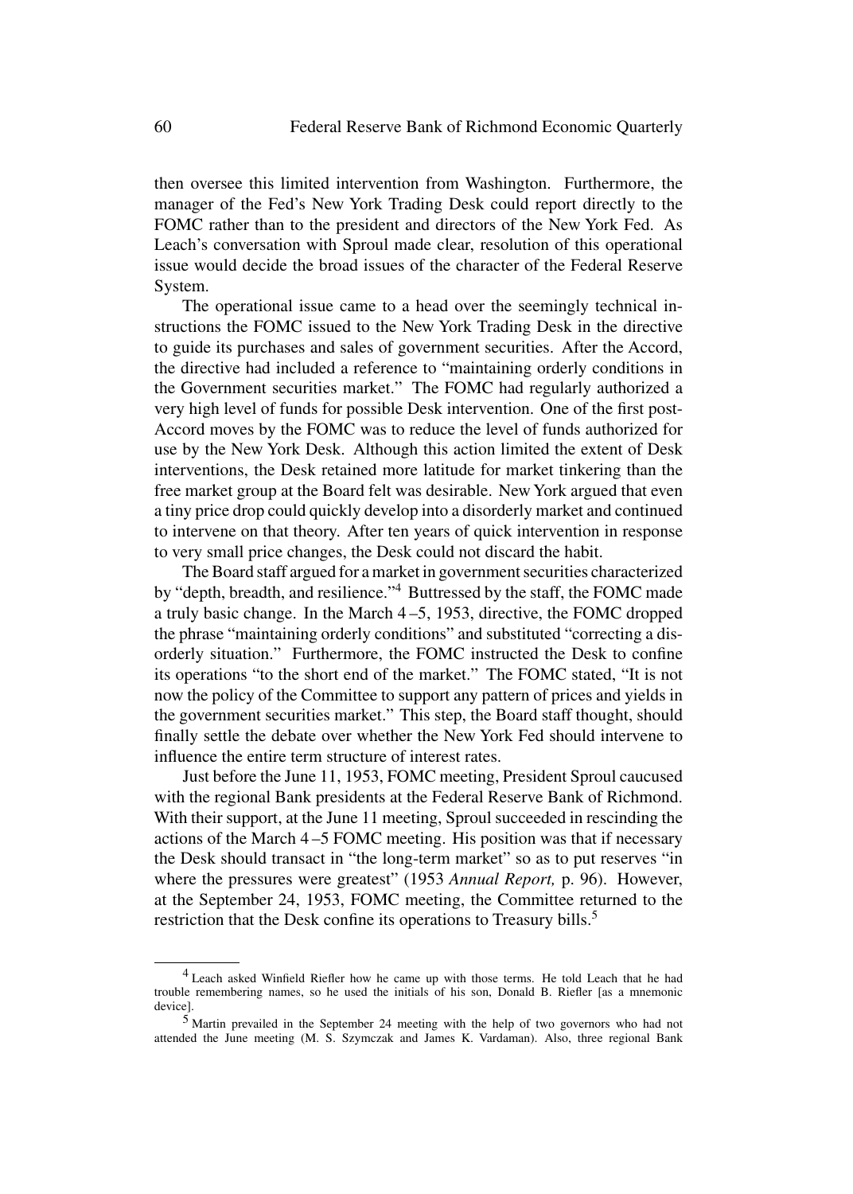then oversee this limited intervention from Washington. Furthermore, the manager of the Fed's New York Trading Desk could report directly to the FOMC rather than to the president and directors of the New York Fed. As Leach's conversation with Sproul made clear, resolution of this operational issue would decide the broad issues of the character of the Federal Reserve System.

The operational issue came to a head over the seemingly technical instructions the FOMC issued to the New York Trading Desk in the directive to guide its purchases and sales of government securities. After the Accord, the directive had included a reference to "maintaining orderly conditions in the Government securities market." The FOMC had regularly authorized a very high level of funds for possible Desk intervention. One of the first post-Accord moves by the FOMC was to reduce the level of funds authorized for use by the New York Desk. Although this action limited the extent of Desk interventions, the Desk retained more latitude for market tinkering than the free market group at the Board felt was desirable. New York argued that even a tiny price drop could quickly develop into a disorderly market and continued to intervene on that theory. After ten years of quick intervention in response to very small price changes, the Desk could not discard the habit.

The Board staff argued for a market in government securities characterized by "depth, breadth, and resilience."[4] Buttressed by the staff, the FOMC made a truly basic change. In the March 4–5, 1953, directive, the FOMC dropped the phrase "maintaining orderly conditions" and substituted "correcting a disorderly situation." Furthermore, the FOMC instructed the Desk to confine its operations "to the short end of the market." The FOMC stated, "It is not now the policy of the Committee to support any pattern of prices and yields in the government securities market." This step, the Board staff thought, should finally settle the debate over whether the New York Fed should intervene to influence the entire term structure of interest rates.

Just before the June 11, 1953, FOMC meeting, President Sproul caucused with the regional Bank presidents at the Federal Reserve Bank of Richmond. With their support, at the June 11 meeting, Sproul succeeded in rescinding the actions of the March 4–5 FOMC meeting. His position was that if necessary the Desk should transact in "the long-term market" so as to put reserves "in where the pressures were greatest" (1953 *Annual Report,* p. 96). However, at the September 24, 1953, FOMC meeting, the Committee returned to the restriction that the Desk confine its operations to Treasury bills.[5]

---

[4] Leach asked Winfield Riefler how he came up with those terms. He told Leach that he had trouble remembering names, so he used the initials of his son, Donald B. Riefler [as a mnemonic device].

[5] Martin prevailed in the September 24 meeting with the help of two governors who had not attended the June meeting (M. S. Szymczak and James K. Vardaman). Also, three regional Bank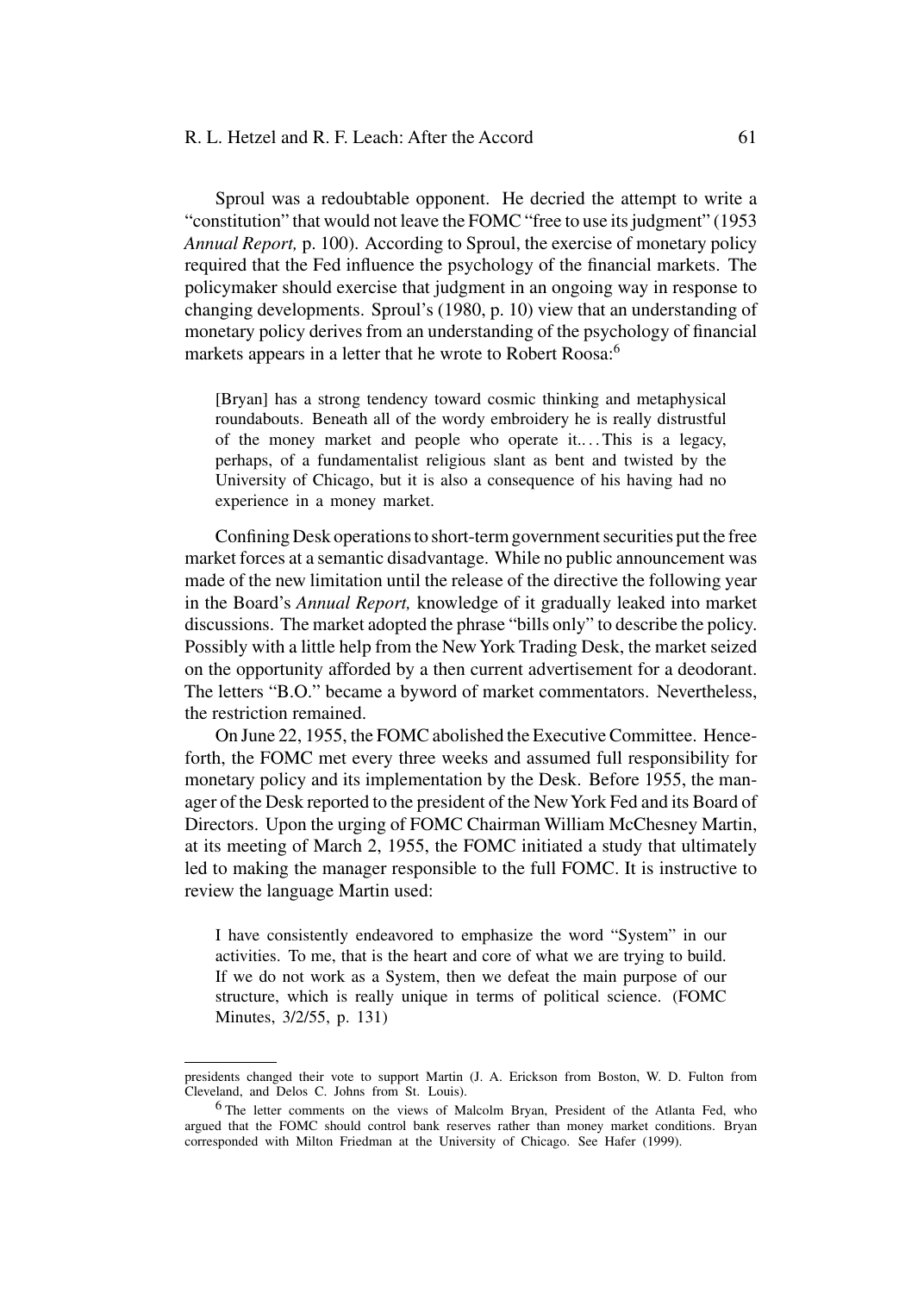Sproul was a redoubtable opponent. He decried the attempt to write a "constitution" that would not leave the FOMC "free to use its judgment" (1953 *Annual Report,* p. 100). According to Sproul, the exercise of monetary policy required that the Fed influence the psychology of the financial markets. The policymaker should exercise that judgment in an ongoing way in response to changing developments. Sproul's (1980, p. 10) view that an understanding of monetary policy derives from an understanding of the psychology of financial markets appears in a letter that he wrote to Robert Roosa:[6]

> [Bryan] has a strong tendency toward cosmic thinking and metaphysical roundabouts. Beneath all of the wordy embroidery he is really distrustful of the money market and people who operate it.... This is a legacy, perhaps, of a fundamentalist religious slant as bent and twisted by the University of Chicago, but it is also a consequence of his having had no experience in a money market.

Confining Desk operations to short-term government securities put the free market forces at a semantic disadvantage. While no public announcement was made of the new limitation until the release of the directive the following year in the Board's *Annual Report,* knowledge of it gradually leaked into market discussions. The market adopted the phrase "bills only" to describe the policy. Possibly with a little help from the New York Trading Desk, the market seized on the opportunity afforded by a then current advertisement for a deodorant. The letters "B.O." became a byword of market commentators. Nevertheless, the restriction remained.

On June 22, 1955, the FOMC abolished the Executive Committee. Henceforth, the FOMC met every three weeks and assumed full responsibility for monetary policy and its implementation by the Desk. Before 1955, the manager of the Desk reported to the president of the New York Fed and its Board of Directors. Upon the urging of FOMC Chairman William McChesney Martin, at its meeting of March 2, 1955, the FOMC initiated a study that ultimately led to making the manager responsible to the full FOMC. It is instructive to review the language Martin used:

> I have consistently endeavored to emphasize the word "System" in our activities. To me, that is the heart and core of what we are trying to build. If we do not work as a System, then we defeat the main purpose of our structure, which is really unique in terms of political science. (FOMC Minutes, 3/2/55, p. 131)

---

presidents changed their vote to support Martin (J. A. Erickson from Boston, W. D. Fulton from Cleveland, and Delos C. Johns from St. Louis).

[6] The letter comments on the views of Malcolm Bryan, President of the Atlanta Fed, who argued that the FOMC should control bank reserves rather than money market conditions. Bryan corresponded with Milton Friedman at the University of Chicago. See Hafer (1999).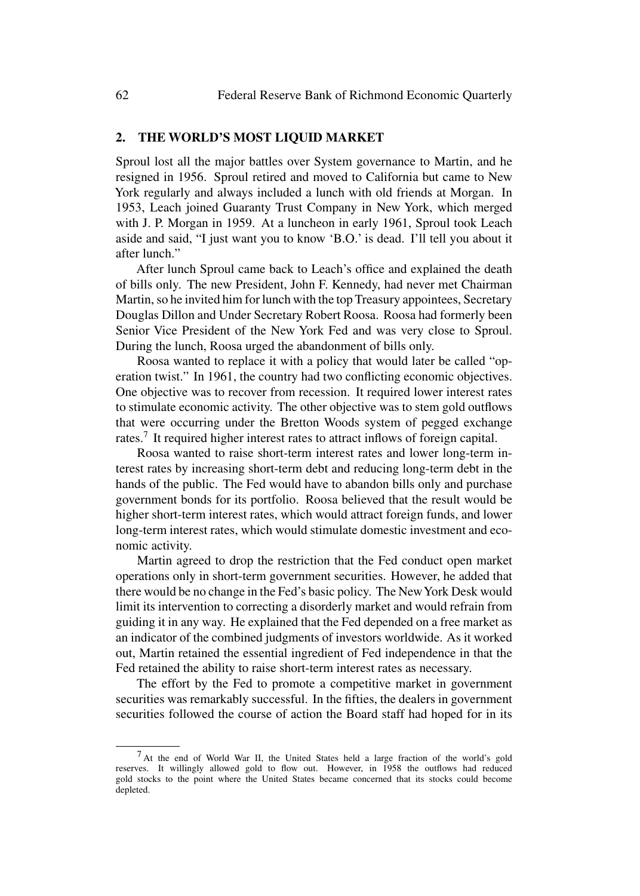## 2. THE WORLD'S MOST LIQUID MARKET

Sproul lost all the major battles over System governance to Martin, and he resigned in 1956. Sproul retired and moved to California but came to New York regularly and always included a lunch with old friends at Morgan. In 1953, Leach joined Guaranty Trust Company in New York, which merged with J. P. Morgan in 1959. At a luncheon in early 1961, Sproul took Leach aside and said, "I just want you to know 'B.O.' is dead. I'll tell you about it after lunch."

After lunch Sproul came back to Leach's office and explained the death of bills only. The new President, John F. Kennedy, had never met Chairman Martin, so he invited him for lunch with the top Treasury appointees, Secretary Douglas Dillon and Under Secretary Robert Roosa. Roosa had formerly been Senior Vice President of the New York Fed and was very close to Sproul. During the lunch, Roosa urged the abandonment of bills only.

Roosa wanted to replace it with a policy that would later be called "operation twist." In 1961, the country had two conflicting economic objectives. One objective was to recover from recession. It required lower interest rates to stimulate economic activity. The other objective was to stem gold outflows that were occurring under the Bretton Woods system of pegged exchange rates.[7] It required higher interest rates to attract inflows of foreign capital.

Roosa wanted to raise short-term interest rates and lower long-term interest rates by increasing short-term debt and reducing long-term debt in the hands of the public. The Fed would have to abandon bills only and purchase government bonds for its portfolio. Roosa believed that the result would be higher short-term interest rates, which would attract foreign funds, and lower long-term interest rates, which would stimulate domestic investment and economic activity.

Martin agreed to drop the restriction that the Fed conduct open market operations only in short-term government securities. However, he added that there would be no change in the Fed's basic policy. The New York Desk would limit its intervention to correcting a disorderly market and would refrain from guiding it in any way. He explained that the Fed depended on a free market as an indicator of the combined judgments of investors worldwide. As it worked out, Martin retained the essential ingredient of Fed independence in that the Fed retained the ability to raise short-term interest rates as necessary.

The effort by the Fed to promote a competitive market in government securities was remarkably successful. In the fifties, the dealers in government securities followed the course of action the Board staff had hoped for in its

---

[7] At the end of World War II, the United States held a large fraction of the world's gold reserves. It willingly allowed gold to flow out. However, in 1958 the outflows had reduced gold stocks to the point where the United States became concerned that its stocks could become depleted.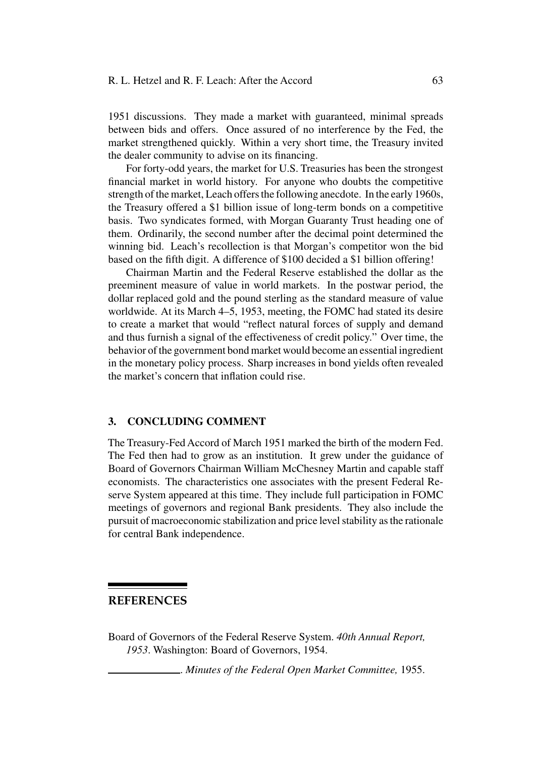1951 discussions. They made a market with guaranteed, minimal spreads between bids and offers. Once assured of no interference by the Fed, the market strengthened quickly. Within a very short time, the Treasury invited the dealer community to advise on its financing.

For forty-odd years, the market for U.S. Treasuries has been the strongest financial market in world history. For anyone who doubts the competitive strength of the market, Leach offers the following anecdote. In the early 1960s, the Treasury offered a $1 billion issue of long-term bonds on a competitive basis. Two syndicates formed, with Morgan Guaranty Trust heading one of them. Ordinarily, the second number after the decimal point determined the winning bid. Leach's recollection is that Morgan's competitor won the bid based on the fifth digit. A difference of $100 decided a $1 billion offering!

Chairman Martin and the Federal Reserve established the dollar as the preeminent measure of value in world markets. In the postwar period, the dollar replaced gold and the pound sterling as the standard measure of value worldwide. At its March 4–5, 1953, meeting, the FOMC had stated its desire to create a market that would "reflect natural forces of supply and demand and thus furnish a signal of the effectiveness of credit policy." Over time, the behavior of the government bond market would become an essential ingredient in the monetary policy process. Sharp increases in bond yields often revealed the market's concern that inflation could rise.

## 3. CONCLUDING COMMENT

The Treasury-Fed Accord of March 1951 marked the birth of the modern Fed. The Fed then had to grow as an institution. It grew under the guidance of Board of Governors Chairman William McChesney Martin and capable staff economists. The characteristics one associates with the present Federal Reserve System appeared at this time. They include full participation in FOMC meetings of governors and regional Bank presidents. They also include the pursuit of macroeconomic stabilization and price level stability as the rationale for central Bank independence.

## REFERENCES

Board of Governors of the Federal Reserve System. *40th Annual Report, 1953*. Washington: Board of Governors, 1954.

\_\_\_\_\_\_\_\_\_\_\_\_\_\_. *Minutes of the Federal Open Market Committee,* 1955.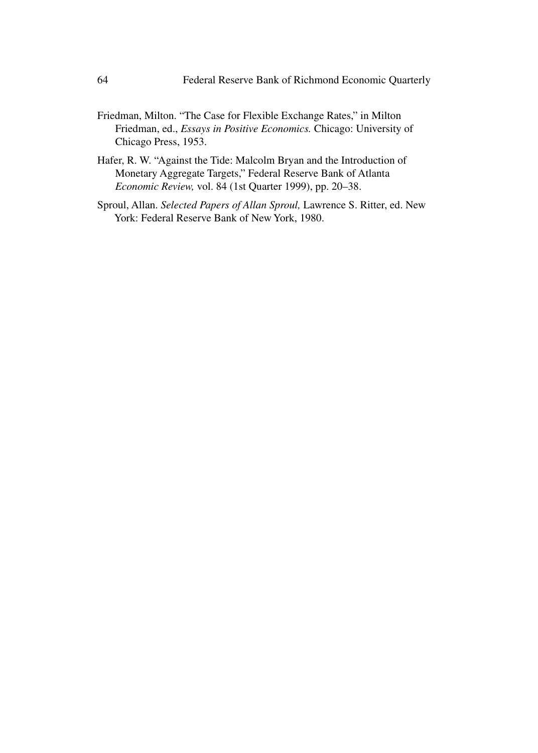Friedman, Milton. "The Case for Flexible Exchange Rates," in Milton Friedman, ed., *Essays in Positive Economics.* Chicago: University of Chicago Press, 1953.

Hafer, R. W. "Against the Tide: Malcolm Bryan and the Introduction of Monetary Aggregate Targets," Federal Reserve Bank of Atlanta *Economic Review,* vol. 84 (1st Quarter 1999), pp. 20–38.

Sproul, Allan. *Selected Papers of Allan Sproul,* Lawrence S. Ritter, ed. New York: Federal Reserve Bank of New York, 1980.